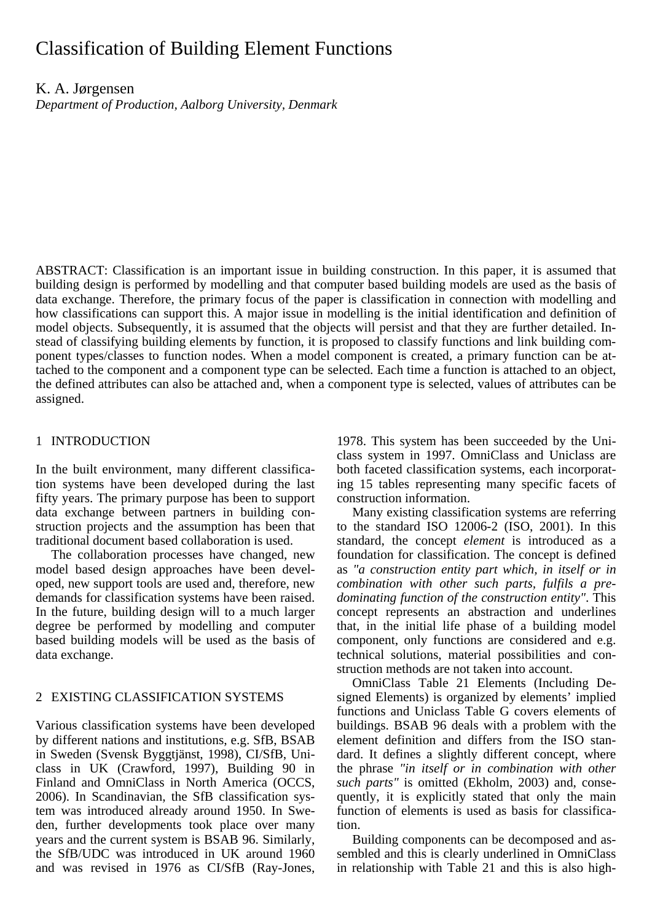# Classification of Building Element Functions

K. A. Jørgensen

*Department of Production, Aalborg University, Denmark*

ABSTRACT: Classification is an important issue in building construction. In this paper, it is assumed that building design is performed by modelling and that computer based building models are used as the basis of data exchange. Therefore, the primary focus of the paper is classification in connection with modelling and how classifications can support this. A major issue in modelling is the initial identification and definition of model objects. Subsequently, it is assumed that the objects will persist and that they are further detailed. Instead of classifying building elements by function, it is proposed to classify functions and link building component types/classes to function nodes. When a model component is created, a primary function can be attached to the component and a component type can be selected. Each time a function is attached to an object, the defined attributes can also be attached and, when a component type is selected, values of attributes can be assigned.

## 1 INTRODUCTION

In the built environment, many different classification systems have been developed during the last fifty years. The primary purpose has been to support data exchange between partners in building construction projects and the assumption has been that traditional document based collaboration is used.

The collaboration processes have changed, new model based design approaches have been developed, new support tools are used and, therefore, new demands for classification systems have been raised. In the future, building design will to a much larger degree be performed by modelling and computer based building models will be used as the basis of data exchange.

## 2 EXISTING CLASSIFICATION SYSTEMS

Various classification systems have been developed by different nations and institutions, e.g. SfB, BSAB in Sweden (Svensk Byggtjänst, 1998), CI/SfB, Uniclass in UK (Crawford, 1997), Building 90 in Finland and OmniClass in North America (OCCS, 2006). In Scandinavian, the SfB classification system was introduced already around 1950. In Sweden, further developments took place over many years and the current system is BSAB 96. Similarly, the SfB/UDC was introduced in UK around 1960 and was revised in 1976 as CI/SfB (Ray-Jones, 1978. This system has been succeeded by the Uniclass system in 1997. OmniClass and Uniclass are both faceted classification systems, each incorporating 15 tables representing many specific facets of construction information.

Many existing classification systems are referring to the standard ISO 12006-2 (ISO, 2001). In this standard, the concept *element* is introduced as a foundation for classification. The concept is defined as *"a construction entity part which, in itself or in combination with other such parts, fulfils a predominating function of the construction entity"*. This concept represents an abstraction and underlines that, in the initial life phase of a building model component, only functions are considered and e.g. technical solutions, material possibilities and construction methods are not taken into account.

OmniClass Table 21 Elements (Including Designed Elements) is organized by elements' implied functions and Uniclass Table G covers elements of buildings. BSAB 96 deals with a problem with the element definition and differs from the ISO standard. It defines a slightly different concept, where the phrase *"in itself or in combination with other such parts"* is omitted (Ekholm, 2003) and, consequently, it is explicitly stated that only the main function of elements is used as basis for classification.

Building components can be decomposed and assembled and this is clearly underlined in OmniClass in relationship with Table 21 and this is also high-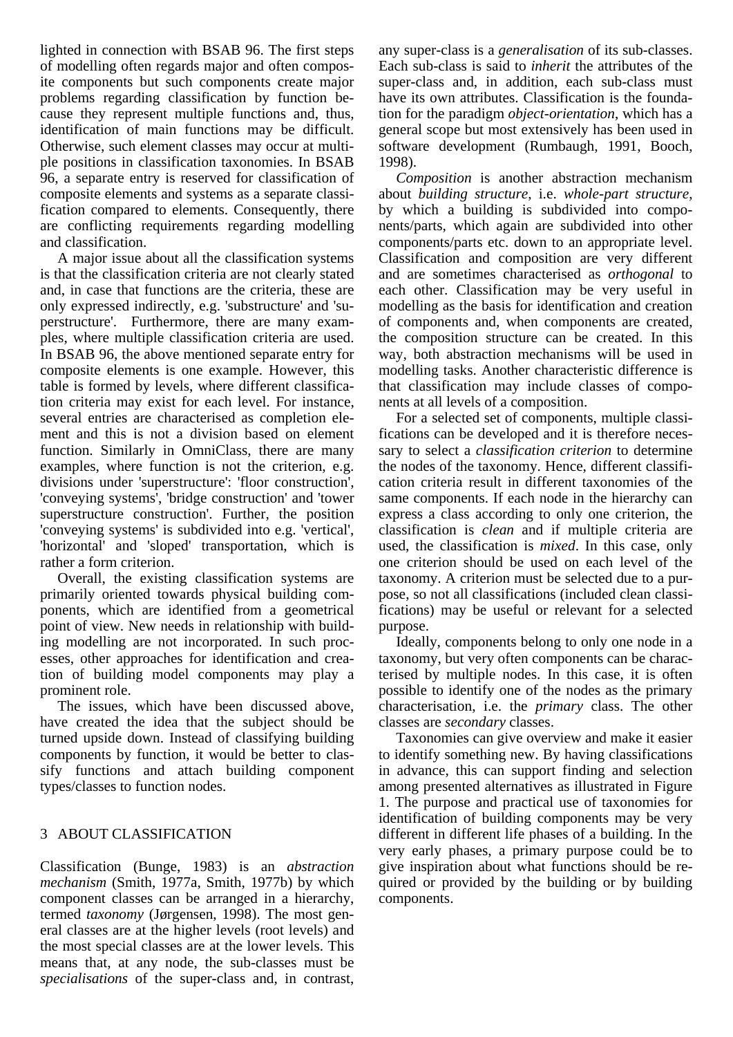lighted in connection with BSAB 96. The first steps of modelling often regards major and often composite components but such components create major problems regarding classification by function because they represent multiple functions and, thus, identification of main functions may be difficult. Otherwise, such element classes may occur at multiple positions in classification taxonomies. In BSAB 96, a separate entry is reserved for classification of composite elements and systems as a separate classification compared to elements. Consequently, there are conflicting requirements regarding modelling and classification.

A major issue about all the classification systems is that the classification criteria are not clearly stated and, in case that functions are the criteria, these are only expressed indirectly, e.g. 'substructure' and 'superstructure'. Furthermore, there are many examples, where multiple classification criteria are used. In BSAB 96, the above mentioned separate entry for composite elements is one example. However, this table is formed by levels, where different classification criteria may exist for each level. For instance, several entries are characterised as completion element and this is not a division based on element function. Similarly in OmniClass, there are many examples, where function is not the criterion, e.g. divisions under 'superstructure': 'floor construction', 'conveying systems', 'bridge construction' and 'tower superstructure construction'. Further, the position 'conveying systems' is subdivided into e.g. 'vertical', 'horizontal' and 'sloped' transportation, which is rather a form criterion.

Overall, the existing classification systems are primarily oriented towards physical building components, which are identified from a geometrical point of view. New needs in relationship with building modelling are not incorporated. In such processes, other approaches for identification and creation of building model components may play a prominent role.

The issues, which have been discussed above, have created the idea that the subject should be turned upside down. Instead of classifying building components by function, it would be better to classify functions and attach building component types/classes to function nodes.

## 3 ABOUT CLASSIFICATION

Classification (Bunge, 1983) is an *abstraction mechanism* (Smith, 1977a, Smith, 1977b) by which component classes can be arranged in a hierarchy, termed *taxonomy* (Jørgensen, 1998). The most general classes are at the higher levels (root levels) and the most special classes are at the lower levels. This means that, at any node, the sub-classes must be *specialisations* of the super-class and, in contrast, any super-class is a *generalisation* of its sub-classes. Each sub-class is said to *inherit* the attributes of the super-class and, in addition, each sub-class must have its own attributes. Classification is the foundation for the paradigm *object-orientation*, which has a general scope but most extensively has been used in software development (Rumbaugh, 1991, Booch, 1998).

*Composition* is another abstraction mechanism about *building structure*, i.e. *whole-part structure*, by which a building is subdivided into components/parts, which again are subdivided into other components/parts etc. down to an appropriate level. Classification and composition are very different and are sometimes characterised as *orthogonal* to each other. Classification may be very useful in modelling as the basis for identification and creation of components and, when components are created, the composition structure can be created. In this way, both abstraction mechanisms will be used in modelling tasks. Another characteristic difference is that classification may include classes of components at all levels of a composition.

For a selected set of components, multiple classifications can be developed and it is therefore necessary to select a *classification criterion* to determine the nodes of the taxonomy. Hence, different classification criteria result in different taxonomies of the same components. If each node in the hierarchy can express a class according to only one criterion, the classification is *clean* and if multiple criteria are used, the classification is *mixed*. In this case, only one criterion should be used on each level of the taxonomy. A criterion must be selected due to a purpose, so not all classifications (included clean classifications) may be useful or relevant for a selected purpose.

Ideally, components belong to only one node in a taxonomy, but very often components can be characterised by multiple nodes. In this case, it is often possible to identify one of the nodes as the primary characterisation, i.e. the *primary* class. The other classes are *secondary* classes.

Taxonomies can give overview and make it easier to identify something new. By having classifications in advance, this can support finding and selection among presented alternatives as illustrated in Figure 1. The purpose and practical use of taxonomies for identification of building components may be very different in different life phases of a building. In the very early phases, a primary purpose could be to give inspiration about what functions should be required or provided by the building or by building components.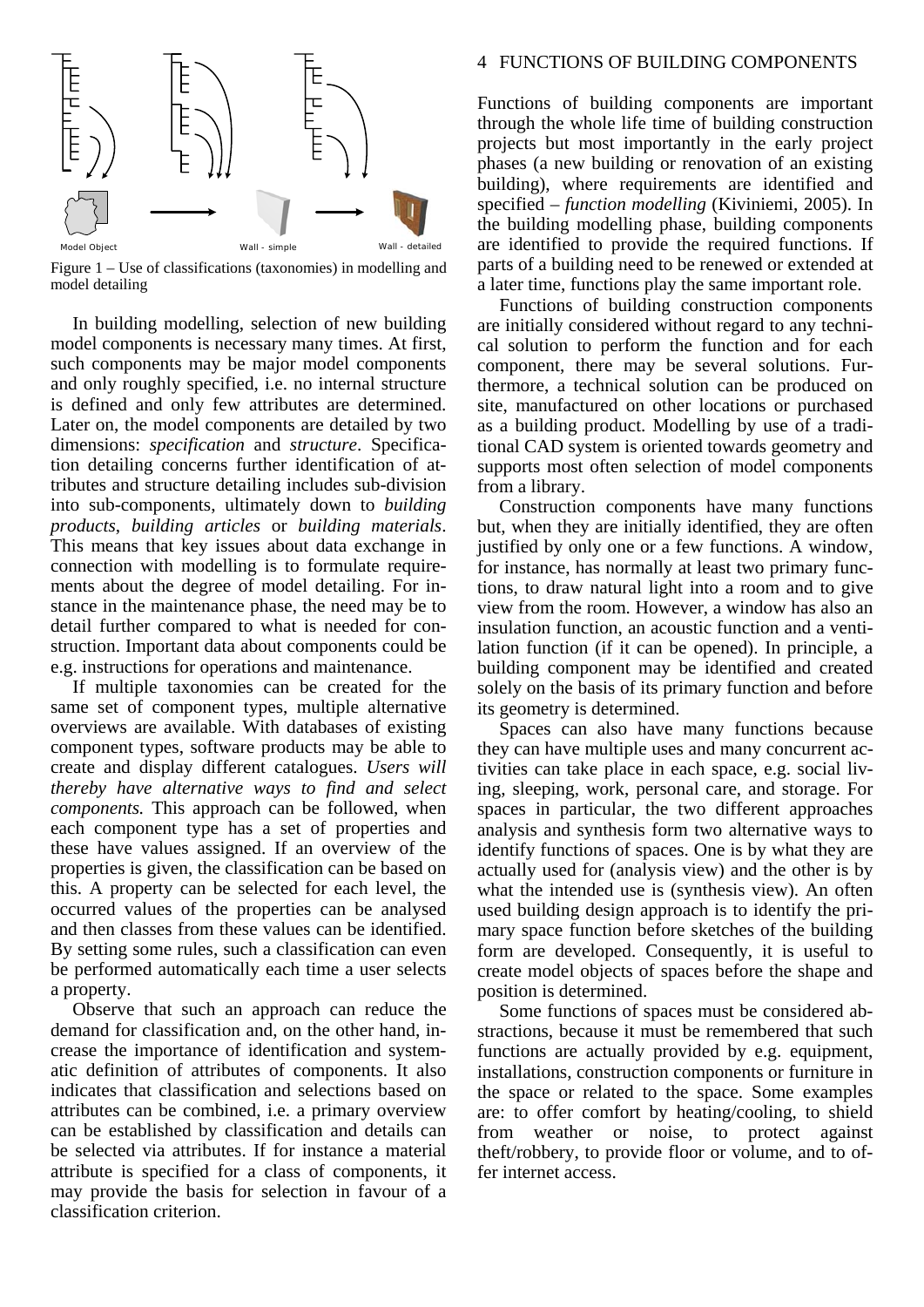Model Object Wall - simple Wall - detailed

Figure 1 – Use of classifications (taxonomies) in modelling and model detailing

In building modelling, selection of new building model components is necessary many times. At first, such components may be major model components and only roughly specified, i.e. no internal structure is defined and only few attributes are determined. Later on, the model components are detailed by two dimensions: *specification* and *structure*. Specification detailing concerns further identification of attributes and structure detailing includes sub-division into sub-components, ultimately down to *building products*, *building articles* or *building materials*. This means that key issues about data exchange in connection with modelling is to formulate requirements about the degree of model detailing. For instance in the maintenance phase, the need may be to detail further compared to what is needed for construction. Important data about components could be e.g. instructions for operations and maintenance.

If multiple taxonomies can be created for the same set of component types, multiple alternative overviews are available. With databases of existing component types, software products may be able to create and display different catalogues. *Users will thereby have alternative ways to find and select components.* This approach can be followed, when each component type has a set of properties and these have values assigned. If an overview of the properties is given, the classification can be based on this. A property can be selected for each level, the occurred values of the properties can be analysed and then classes from these values can be identified. By setting some rules, such a classification can even be performed automatically each time a user selects a property.

Observe that such an approach can reduce the demand for classification and, on the other hand, increase the importance of identification and systematic definition of attributes of components. It also indicates that classification and selections based on attributes can be combined, i.e. a primary overview can be established by classification and details can be selected via attributes. If for instance a material attribute is specified for a class of components, it may provide the basis for selection in favour of a classification criterion.

## 4 FUNCTIONS OF BUILDING COMPONENTS

Functions of building components are important through the whole life time of building construction projects but most importantly in the early project phases (a new building or renovation of an existing building), where requirements are identified and specified – *function modelling* (Kiviniemi, 2005). In the building modelling phase, building components are identified to provide the required functions. If parts of a building need to be renewed or extended at a later time, functions play the same important role.

Functions of building construction components are initially considered without regard to any technical solution to perform the function and for each component, there may be several solutions. Furthermore, a technical solution can be produced on site, manufactured on other locations or purchased as a building product. Modelling by use of a traditional CAD system is oriented towards geometry and supports most often selection of model components from a library.

Construction components have many functions but, when they are initially identified, they are often justified by only one or a few functions. A window, for instance, has normally at least two primary functions, to draw natural light into a room and to give view from the room. However, a window has also an insulation function, an acoustic function and a ventilation function (if it can be opened). In principle, a building component may be identified and created solely on the basis of its primary function and before its geometry is determined.

Spaces can also have many functions because they can have multiple uses and many concurrent activities can take place in each space, e.g. social living, sleeping, work, personal care, and storage. For spaces in particular, the two different approaches analysis and synthesis form two alternative ways to identify functions of spaces. One is by what they are actually used for (analysis view) and the other is by what the intended use is (synthesis view). An often used building design approach is to identify the primary space function before sketches of the building form are developed. Consequently, it is useful to create model objects of spaces before the shape and position is determined.

Some functions of spaces must be considered abstractions, because it must be remembered that such functions are actually provided by e.g. equipment, installations, construction components or furniture in the space or related to the space. Some examples are: to offer comfort by heating/cooling, to shield from weather or noise, to protect against theft/robbery, to provide floor or volume, and to offer internet access.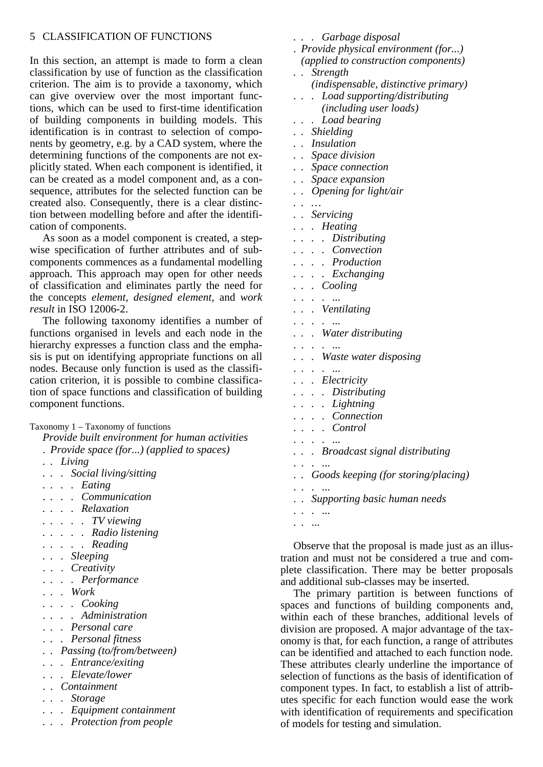## 5 CLASSIFICATION OF FUNCTIONS

In this section, an attempt is made to form a clean classification by use of function as the classification criterion. The aim is to provide a taxonomy, which can give overview over the most important functions, which can be used to first-time identification of building components in building models. This identification is in contrast to selection of components by geometry, e.g. by a CAD system, where the determining functions of the components are not explicitly stated. When each component is identified, it can be created as a model component and, as a consequence, attributes for the selected function can be created also. Consequently, there is a clear distinction between modelling before and after the identification of components.

As soon as a model component is created, a stepwise specification of further attributes and of subcomponents commences as a fundamental modelling approach. This approach may open for other needs of classification and eliminates partly the need for the concepts *element*, *designed element*, and *work result* in ISO 12006-2.

The following taxonomy identifies a number of functions organised in levels and each node in the hierarchy expresses a function class and the emphasis is put on identifying appropriate functions on all nodes. Because only function is used as the classification criterion, it is possible to combine classification of space functions and classification of building component functions.

Taxonomy 1 – Taxonomy of functions

*Provide built environment for human activities*
*. Provide space (for...) (applied to spaces)*
*. . Living*
*. . . Social living/sitting*
*. . . . Eating*
*. . . . Communication*
*. . . . Relaxation*
*. . . . . TV viewing*
*. . . . . Radio listening*
*. . . . . Reading*
*. . . Sleeping*
*. . . Creativity*
*. . . . Performance*
*. . . Work*
*. . . . Cooking*
*. . . . Administration*
*. . . Personal care*
*. . . Personal fitness*
*. . Passing (to/from/between)*
*. . . Entrance/exiting*
*. . . Elevate/lower*
*. . Containment*
*. . . Storage*
*. . . Equipment containment*
*. . . Protection from people*
*. . . Garbage disposal*
*. Provide physical environment (for...) (applied to construction components)*
*. . Strength (indispensable, distinctive primary)*
*. . . Load supporting/distributing (including user loads)*
*. . . Load bearing*
*. . Shielding*
*. . Insulation*
*. . Space division*
*. . Space connection*
*. . Space expansion*
*. . Opening for light/air*
*. . …*
*. . Servicing*
*. . . Heating*
*. . . . Distributing*
*. . . . Convection*
*. . . . Production*
*. . . . Exchanging*
*. . . Cooling*
*. . . . ...*
*. . . Ventilating*
*. . . . ...*
*. . . Water distributing*
*. . . . ...*
*. . . Waste water disposing*
*. . . . ...*
*. . . Electricity*
*. . . . Distributing*
*. . . . Lightning*
*. . . . Connection*
*. . . . Control*
*. . . . ...*
*. . . Broadcast signal distributing*
*. . . ...*
*. . Goods keeping (for storing/placing)*
*. . . ...*
*. . Supporting basic human needs*
*. . . ...*
*. . ...*

Observe that the proposal is made just as an illustration and must not be considered a true and complete classification. There may be better proposals and additional sub-classes may be inserted.

The primary partition is between functions of spaces and functions of building components and, within each of these branches, additional levels of division are proposed. A major advantage of the taxonomy is that, for each function, a range of attributes can be identified and attached to each function node. These attributes clearly underline the importance of selection of functions as the basis of identification of component types. In fact, to establish a list of attributes specific for each function would ease the work with identification of requirements and specification of models for testing and simulation.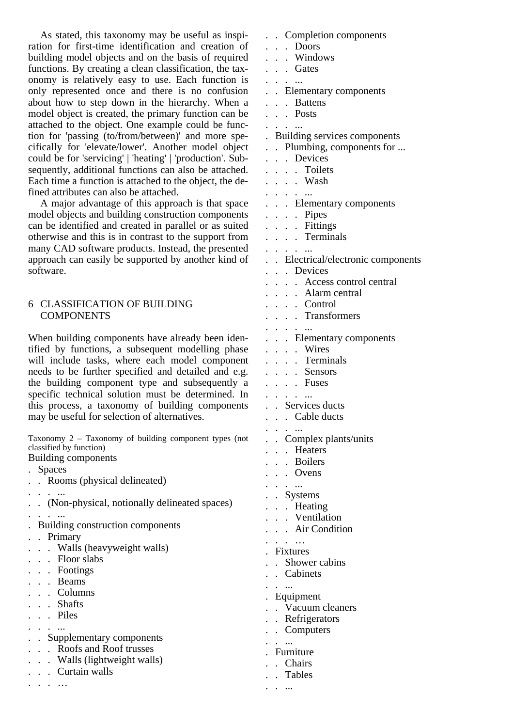As stated, this taxonomy may be useful as inspiration for first-time identification and creation of building model objects and on the basis of required functions. By creating a clean classification, the taxonomy is relatively easy to use. Each function is only represented once and there is no confusion about how to step down in the hierarchy. When a model object is created, the primary function can be attached to the object. One example could be function for 'passing (to/from/between)' and more specifically for 'elevate/lower'. Another model object could be for 'servicing' | 'heating' | 'production'. Subsequently, additional functions can also be attached. Each time a function is attached to the object, the defined attributes can also be attached.

A major advantage of this approach is that space model objects and building construction components can be identified and created in parallel or as suited otherwise and this is in contrast to the support from many CAD software products. Instead, the presented approach can easily be supported by another kind of software.

## 6 CLASSIFICATION OF BUILDING COMPONENTS

When building components have already been identified by functions, a subsequent modelling phase will include tasks, where each model component needs to be further specified and detailed and e.g. the building component type and subsequently a specific technical solution must be determined. In this process, a taxonomy of building components may be useful for selection of alternatives.

Taxonomy 2 – Taxonomy of building component types (not classified by function)

```
Building components
. Spaces
. . Rooms (physical delineated)
. . . ...
. . (Non-physical, notionally delineated spaces)
. . . ...
. Building construction components
. . Primary
. . . Walls (heavyweight walls)
. . . Floor slabs
. . . Footings
. . . Beams
. . . Columns
. . . Shafts
. . . Piles
. . . ...
. . Supplementary components
. . . Roofs and Roof trusses
. . . Walls (lightweight walls)
. . . Curtain walls
. . . …
. . Completion components
. . . Doors
. . . Windows
. . . Gates
. . . ...
. . Elementary components
. . . Battens
. . . Posts
. . . ...
. Building services components
. . Plumbing, components for ...
. . . Devices
. . . . Toilets
. . . . Wash
. . . . ...
. . . Elementary components
. . . . Pipes
. . . . Fittings
. . . . Terminals
. . . . ...
. . Electrical/electronic components
. . . Devices
. . . . Access control central
. . . . Alarm central
. . . . Control
. . . . Transformers
. . . . ...
. . . Elementary components
. . . . Wires
. . . . Terminals
. . . . Sensors
. . . . Fuses
. . . . ...
. . Services ducts
. . . Cable ducts
. . . ...
. . Complex plants/units
. . . Heaters
. . . Boilers
. . . Ovens
. . . ...
. . Systems
. . . Heating
. . . Ventilation
. . . Air Condition
. . . …
. Fixtures
. . Shower cabins
. . Cabinets
. . ...
. Equipment
. . Vacuum cleaners
. . Refrigerators
. . Computers
. . ...
. Furniture
. . Chairs
. . Tables
. . ...
```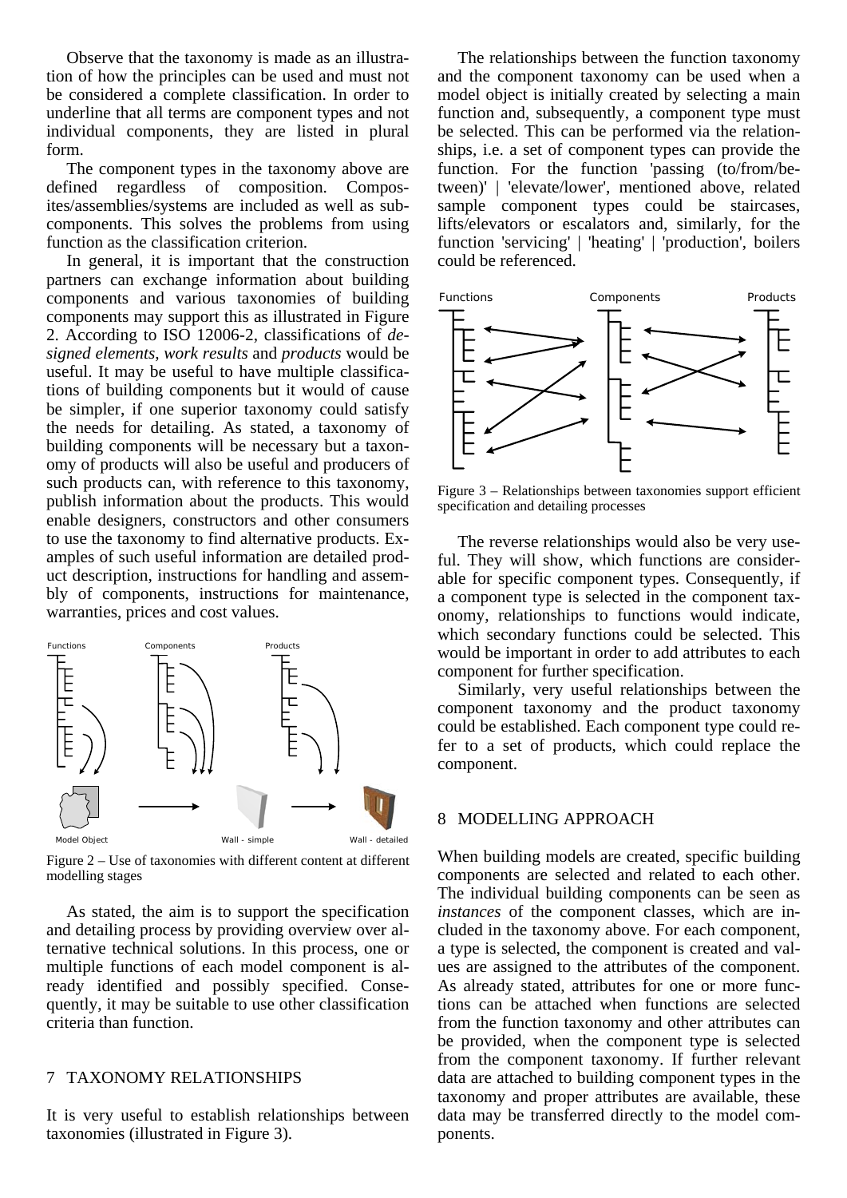Observe that the taxonomy is made as an illustration of how the principles can be used and must not be considered a complete classification. In order to underline that all terms are component types and not individual components, they are listed in plural form.

The component types in the taxonomy above are defined regardless of composition. Composites/assemblies/systems are included as well as subcomponents. This solves the problems from using function as the classification criterion.

In general, it is important that the construction partners can exchange information about building components and various taxonomies of building components may support this as illustrated in Figure 2. According to ISO 12006-2, classifications of *designed elements*, *work results* and *products* would be useful. It may be useful to have multiple classifications of building components but it would of cause be simpler, if one superior taxonomy could satisfy the needs for detailing. As stated, a taxonomy of building components will be necessary but a taxonomy of products will also be useful and producers of such products can, with reference to this taxonomy, publish information about the products. This would enable designers, constructors and other consumers to use the taxonomy to find alternative products. Examples of such useful information are detailed product description, instructions for handling and assembly of components, instructions for maintenance, warranties, prices and cost values.

Figure 2 – Use of taxonomies with different content at different modelling stages

As stated, the aim is to support the specification and detailing process by providing overview over alternative technical solutions. In this process, one or multiple functions of each model component is already identified and possibly specified. Consequently, it may be suitable to use other classification criteria than function.

## 7 TAXONOMY RELATIONSHIPS

It is very useful to establish relationships between taxonomies (illustrated in Figure 3).

The relationships between the function taxonomy and the component taxonomy can be used when a model object is initially created by selecting a main function and, subsequently, a component type must be selected. This can be performed via the relationships, i.e. a set of component types can provide the function. For the function 'passing (to/from/between)' | 'elevate/lower', mentioned above, related sample component types could be staircases, lifts/elevators or escalators and, similarly, for the function 'servicing' | 'heating' | 'production', boilers could be referenced.

Figure 3 – Relationships between taxonomies support efficient specification and detailing processes

The reverse relationships would also be very useful. They will show, which functions are considerable for specific component types. Consequently, if a component type is selected in the component taxonomy, relationships to functions would indicate, which secondary functions could be selected. This would be important in order to add attributes to each component for further specification.

Similarly, very useful relationships between the component taxonomy and the product taxonomy could be established. Each component type could refer to a set of products, which could replace the component.

## 8 MODELLING APPROACH

When building models are created, specific building components are selected and related to each other. The individual building components can be seen as *instances* of the component classes, which are included in the taxonomy above. For each component, a type is selected, the component is created and values are assigned to the attributes of the component. As already stated, attributes for one or more functions can be attached when functions are selected from the function taxonomy and other attributes can be provided, when the component type is selected from the component taxonomy. If further relevant data are attached to building component types in the taxonomy and proper attributes are available, these data may be transferred directly to the model components.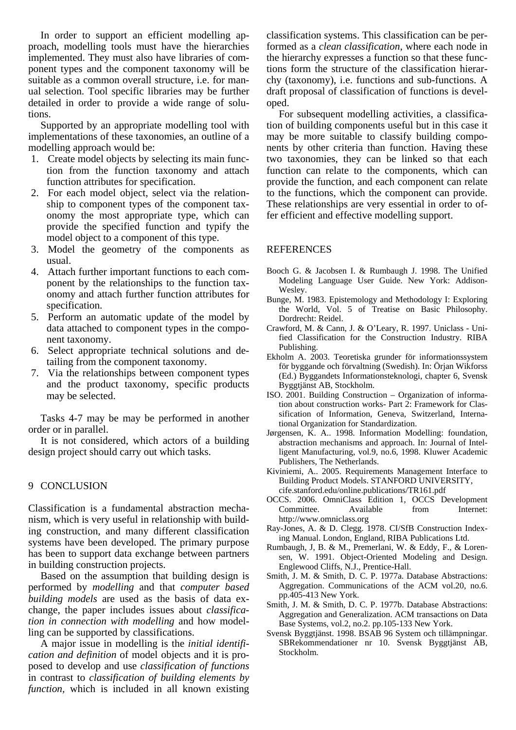In order to support an efficient modelling approach, modelling tools must have the hierarchies implemented. They must also have libraries of component types and the component taxonomy will be suitable as a common overall structure, i.e. for manual selection. Tool specific libraries may be further detailed in order to provide a wide range of solutions.

Supported by an appropriate modelling tool with implementations of these taxonomies, an outline of a modelling approach would be:

1. Create model objects by selecting its main function from the function taxonomy and attach function attributes for specification.
2. For each model object, select via the relationship to component types of the component taxonomy the most appropriate type, which can provide the specified function and typify the model object to a component of this type.
3. Model the geometry of the components as usual.
4. Attach further important functions to each component by the relationships to the function taxonomy and attach further function attributes for specification.
5. Perform an automatic update of the model by data attached to component types in the component taxonomy.
6. Select appropriate technical solutions and detailing from the component taxonomy.
7. Via the relationships between component types and the product taxonomy, specific products may be selected.

Tasks 4-7 may be may be performed in another order or in parallel.

It is not considered, which actors of a building design project should carry out which tasks.

## 9 CONCLUSION

Classification is a fundamental abstraction mechanism, which is very useful in relationship with building construction, and many different classification systems have been developed. The primary purpose has been to support data exchange between partners in building construction projects.

Based on the assumption that building design is performed by *modelling* and that *computer based building models* are used as the basis of data exchange, the paper includes issues about *classification in connection with modelling* and how modelling can be supported by classifications.

A major issue in modelling is the *initial identification and definition* of model objects and it is proposed to develop and use *classification of functions* in contrast to *classification of building elements by function*, which is included in all known existing classification systems. This classification can be performed as a *clean classification*, where each node in the hierarchy expresses a function so that these functions form the structure of the classification hierarchy (taxonomy), i.e. functions and sub-functions. A draft proposal of classification of functions is developed.

For subsequent modelling activities, a classification of building components useful but in this case it may be more suitable to classify building components by other criteria than function. Having these two taxonomies, they can be linked so that each function can relate to the components, which can provide the function, and each component can relate to the functions, which the component can provide. These relationships are very essential in order to offer efficient and effective modelling support.

## REFERENCES

Booch G. & Jacobsen I. & Rumbaugh J. 1998. The Unified Modeling Language User Guide. New York: Addison-Wesley.

Bunge, M. 1983. Epistemology and Methodology I: Exploring the World, Vol. 5 of Treatise on Basic Philosophy. Dordrecht: Reidel.

Crawford, M. & Cann, J. & O'Leary, R. 1997. Uniclass - Unified Classification for the Construction Industry. RIBA Publishing.

Ekholm A. 2003. Teoretiska grunder för informationssystem för byggande och förvaltning (Swedish). In: Örjan Wikforss (Ed.) Byggandets Informationsteknologi, chapter 6, Svensk Byggtjänst AB, Stockholm.

ISO. 2001. Building Construction – Organization of information about construction works- Part 2: Framework for Classification of Information, Geneva, Switzerland, International Organization for Standardization.

Jørgensen, K. A.. 1998. Information Modelling: foundation, abstraction mechanisms and approach. In: Journal of Intelligent Manufacturing, vol.9, no.6, 1998. Kluwer Academic Publishers, The Netherlands.

Kiviniemi, A.. 2005. Requirements Management Interface to Building Product Models. STANFORD UNIVERSITY, cife.stanford.edu/online.publications/TR161.pdf

OCCS. 2006. OmniClass Edition 1, OCCS Development Committee. Available from Internet: http://www.omniclass.org

Ray-Jones, A. & D. Clegg. 1978. CI/SfB Construction Indexing Manual. London, England, RIBA Publications Ltd.

Rumbaugh, J, B. & M., Premerlani, W. & Eddy, F., & Lorensen, W. 1991. Object-Oriented Modeling and Design. Englewood Cliffs, N.J., Prentice-Hall.

Smith, J. M. & Smith, D. C. P. 1977a. Database Abstractions: Aggregation. Communications of the ACM vol.20, no.6. pp.405-413 New York.

Smith, J. M. & Smith, D. C. P. 1977b. Database Abstractions: Aggregation and Generalization. ACM transactions on Data Base Systems, vol.2, no.2. pp.105-133 New York.

Svensk Byggtjänst. 1998. BSAB 96 System och tillämpningar. SBRekommendationer nr 10. Svensk Byggtjänst AB, Stockholm.